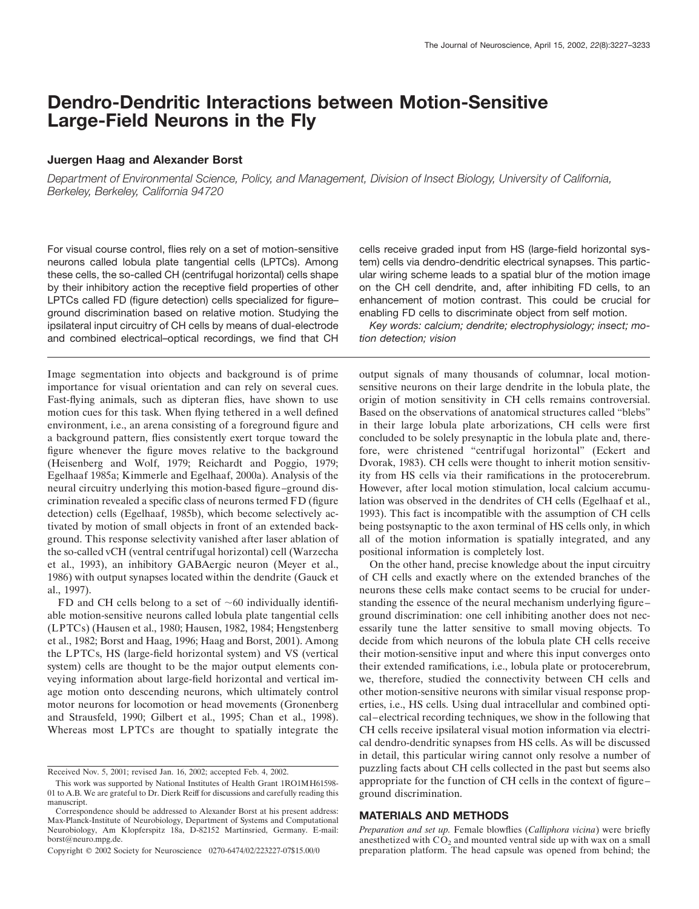# Dendro-Dendritic Interactions between Motion-Sensitive Large-Field Neurons in the Fly

### Juergen Haag and Alexander Borst

*Department of Environmental Science, Policy, and Management, Division of Insect Biology, University of California, Berkeley, Berkeley, California 94720*

For visual course control, flies rely on a set of motion-sensitive neurons called lobula plate tangential cells (LPTCs). Among these cells, the so-called CH (centrifugal horizontal) cells shape by their inhibitory action the receptive field properties of other LPTCs called FD (figure detection) cells specialized for figure–ground discrimination based on relative motion. Studying the ipsilateral input circuitry of CH cells by means of dual-electrode and combined electrical–optical recordings, we find that CH cells receive graded input from HS (large-field horizontal system) cells via dendro-dendritic electrical synapses. This particular wiring scheme leads to a spatial blur of the motion image on the CH cell dendrite, and, after inhibiting FD cells, to an enhancement of motion contrast. This could be crucial for enabling FD cells to discriminate object from self motion.

*Key words: calcium; dendrite; electrophysiology; insect; motion detection; vision*

Image segmentation into objects and background is of prime importance for visual orientation and can rely on several cues. Fast-flying animals, such as dipteran flies, have shown to use motion cues for this task. When flying tethered in a well defined environment, i.e., an arena consisting of a foreground figure and a background pattern, flies consistently exert torque toward the figure whenever the figure moves relative to the background (Heisenberg and Wolf, 1979; Reichardt and Poggio, 1979; Egelhaaf 1985a; Kimmerle and Egelhaaf, 2000a). Analysis of the neural circuitry underlying this motion-based figure–ground discrimination revealed a specific class of neurons termed FD (figure detection) cells (Egelhaaf, 1985b), which become selectively activated by motion of small objects in front of an extended background. This response selectivity vanished after laser ablation of the so-called vCH (ventral centrifugal horizontal) cell (Warzecha et al., 1993), an inhibitory GABAergic neuron (Meyer et al., 1986) with output synapses located within the dendrite (Gauck et al., 1997).

FD and CH cells belong to a set of ~60 individually identifiable motion-sensitive neurons called lobula plate tangential cells (LPTCs) (Hausen et al., 1980; Hausen, 1982, 1984; Hengstenberg et al., 1982; Borst and Haag, 1996; Haag and Borst, 2001). Among the LPTCs, HS (large-field horizontal system) and VS (vertical system) cells are thought to be the major output elements conveying information about large-field horizontal and vertical image motion onto descending neurons, which ultimately control motor neurons for locomotion or head movements (Gronenberg and Strausfeld, 1990; Gilbert et al., 1995; Chan et al., 1998). Whereas most LPTCs are thought to spatially integrate the output signals of many thousands of columnar, local motion-sensitive neurons on their large dendrite in the lobula plate, the origin of motion sensitivity in CH cells remains controversial. Based on the observations of anatomical structures called "blebs" in their large lobula plate arborizations, CH cells were first concluded to be solely presynaptic in the lobula plate and, therefore, were christened "centrifugal horizontal" (Eckert and Dvorak, 1983). CH cells were thought to inherit motion sensitivity from HS cells via their ramifications in the protocerebrum. However, after local motion stimulation, local calcium accumulation was observed in the dendrites of CH cells (Egelhaaf et al., 1993). This fact is incompatible with the assumption of CH cells being postsynaptic to the axon terminal of HS cells only, in which all of the motion information is spatially integrated, and any positional information is completely lost.

On the other hand, precise knowledge about the input circuitry of CH cells and exactly where on the extended branches of the neurons these cells make contact seems to be crucial for understanding the essence of the neural mechanism underlying figure–ground discrimination: one cell inhibiting another does not necessarily tune the latter sensitive to small moving objects. To decide from which neurons of the lobula plate CH cells receive their motion-sensitive input and where this input converges onto their extended ramifications, i.e., lobula plate or protocerebrum, we, therefore, studied the connectivity between CH cells and other motion-sensitive neurons with similar visual response properties, i.e., HS cells. Using dual intracellular and combined optical–electrical recording techniques, we show in the following that CH cells receive ipsilateral visual motion information via electrical dendro-dendritic synapses from HS cells. As will be discussed in detail, this particular wiring cannot only resolve a number of puzzling facts about CH cells collected in the past but seems also appropriate for the function of CH cells in the context of figure–ground discrimination.

## MATERIALS AND METHODS

*Preparation and set up.* Female blowflies (*Calliphora vicina*) were briefly anesthetized with $CO_2$ and mounted ventral side up with wax on a small preparation platform. The head capsule was opened from behind; the

Received Nov. 5, 2001; revised Jan. 16, 2002; accepted Feb. 4, 2002.

This work was supported by National Institutes of Health Grant 1RO1MH61598-01 to A.B. We are grateful to Dr. Dierk Reiff for discussions and carefully reading this manuscript.

Correspondence should be addressed to Alexander Borst at his present address: Max-Planck-Institute of Neurobiology, Department of Systems and Computational Neurobiology, Am Klopferspitz 18a, D-82152 Martinsried, Germany. E-mail: borst@neuro.mpg.de.

Copyright © 2002 Society for Neuroscience 0270-6474/02/223227-07$15.00/0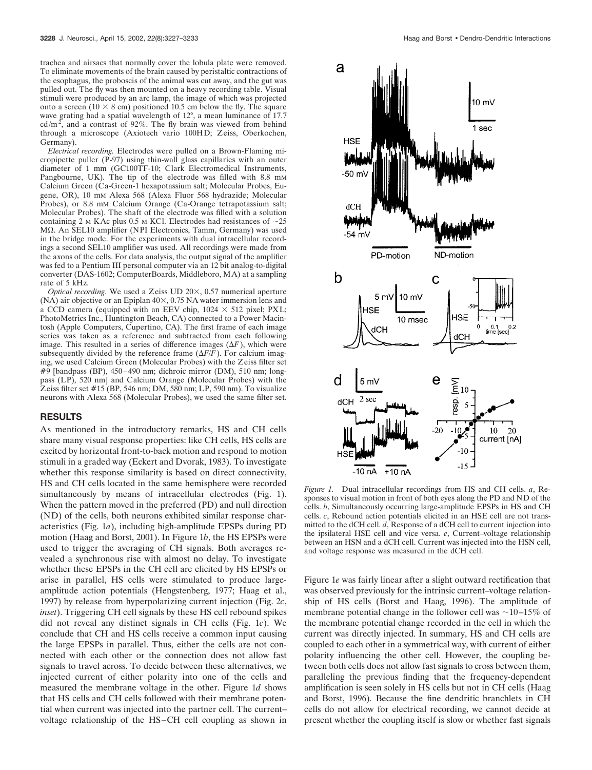trachea and airsacs that normally cover the lobula plate were removed. To eliminate movements of the brain caused by peristaltic contractions of the esophagus, the proboscis of the animal was cut away, and the gut was pulled out. The fly was then mounted on a heavy recording table. Visual stimuli were produced by an arc lamp, the image of which was projected onto a screen (10 × 8 cm) positioned 10.5 cm below the fly. The square wave grating had a spatial wavelength of 12°, a mean luminance of 17.7 cd/m$^2$, and a contrast of 92%. The fly brain was viewed from behind through a microscope (Axiotech vario 100HD; Zeiss, Oberkochen, Germany).

*Electrical recording.* Electrodes were pulled on a Brown-Flaming micropipette puller (P-97) using thin-wall glass capillaries with an outer diameter of 1 mm (GC100TF-10; Clark Electromedical Instruments, Pangbourne, UK). The tip of the electrode was filled with 8.8 mM Calcium Green (Ca-Green-1 hexapotassium salt; Molecular Probes, Eugene, OR), 10 mM Alexa 568 (Alexa Fluor 568 hydrazide; Molecular Probes), or 8.8 mM Calcium Orange (Ca-Orange tetrapotassium salt; Molecular Probes). The shaft of the electrode was filled with a solution containing 2 M KAc plus 0.5 M KCl. Electrodes had resistances of ~25 MΩ. An SEL10 amplifier (NPI Electronics, Tamm, Germany) was used in the bridge mode. For the experiments with dual intracellular recordings a second SEL10 amplifier was used. All recordings were made from the axons of the cells. For data analysis, the output signal of the amplifier was fed to a Pentium III personal computer via an 12 bit analog-to-digital converter (DAS-1602; ComputerBoards, Middleboro, MA) at a sampling rate of 5 kHz.

*Optical recording.* We used a Zeiss UD 20×, 0.57 numerical aperture (NA) air objective or an Epiplan 40×, 0.75 NA water immersion lens and a CCD camera (equipped with an EEV chip, 1024 × 512 pixel; PXL; PhotoMetrics Inc., Huntington Beach, CA) connected to a Power Macintosh (Apple Computers, Cupertino, CA). The first frame of each image series was taken as a reference and subtracted from each following image. This resulted in a series of difference images ($\Delta F$), which were subsequently divided by the reference frame ($\Delta F/F$). For calcium imaging, we used Calcium Green (Molecular Probes) with the Zeiss filter set #9 [bandpass (BP), 450–490 nm; dichroic mirror (DM), 510 nm; longpass (LP), 520 nm] and Calcium Orange (Molecular Probes) with the Zeiss filter set #15 (BP, 546 nm; DM, 580 nm; LP, 590 nm). To visualize neurons with Alexa 568 (Molecular Probes), we used the same filter set.

## RESULTS

As mentioned in the introductory remarks, HS and CH cells share many visual response properties: like CH cells, HS cells are excited by horizontal front-to-back motion and respond to motion stimuli in a graded way (Eckert and Dvorak, 1983). To investigate whether this response similarity is based on direct connectivity, HS and CH cells located in the same hemisphere were recorded simultaneously by means of intracellular electrodes (Fig. 1). When the pattern moved in the preferred (PD) and null direction (ND) of the cells, both neurons exhibited similar response characteristics (Fig. 1*a*), including high-amplitude EPSPs during PD motion (Haag and Borst, 2001). In Figure 1*b*, the HS EPSPs were used to trigger the averaging of CH signals. Both averages revealed a synchronous rise with almost no delay. To investigate whether these EPSPs in the CH cell are elicited by HS EPSPs or arise in parallel, HS cells were stimulated to produce large-amplitude action potentials (Hengstenberg, 1977; Haag et al., 1997) by release from hyperpolarizing current injection (Fig. 2*c*, *inset*). Triggering CH cell signals by these HS cell rebound spikes did not reveal any distinct signals in CH cells (Fig. 1*c*). We conclude that CH and HS cells receive a common input causing the large EPSPs in parallel. Thus, either the cells are not connected with each other or the connection does not allow fast signals to travel across. To decide between these alternatives, we injected current of either polarity into one of the cells and measured the membrane voltage in the other. Figure 1*d* shows that HS cells and CH cells followed with their membrane potential when current was injected into the partner cell. The current–voltage relationship of the HS–CH cell coupling as shown in Figure 1*e* was fairly linear after a slight outward rectification that was observed previously for the intrinsic current–voltage relationship of HS cells (Borst and Haag, 1996). The amplitude of membrane potential change in the follower cell was ~10–15% of the membrane potential change recorded in the cell in which the current was directly injected. In summary, HS and CH cells are coupled to each other in a symmetrical way, with current of either polarity influencing the other cell. However, the coupling between both cells does not allow fast signals to cross between them, paralleling the previous finding that the frequency-dependent amplification is seen solely in HS cells but not in CH cells (Haag and Borst, 1996). Because the fine dendritic branchlets in CH cells do not allow for electrical recording, we cannot decide at present whether the coupling itself is slow or whether fast signals

*Figure 1.* Dual intracellular recordings from HS and CH cells. *a*, Responses to visual motion in front of both eyes along the PD and ND of the cells. *b*, Simultaneously occurring large-amplitude EPSPs in HS and CH cells. *c*, Rebound action potentials elicited in an HSE cell are not transmitted to the dCH cell. *d*, Response of a dCH cell to current injection into the ipsilateral HSE cell and vice versa. *e*, Current–voltage relationship between an HSN and a dCH cell. Current was injected into the HSN cell, and voltage response was measured in the dCH cell.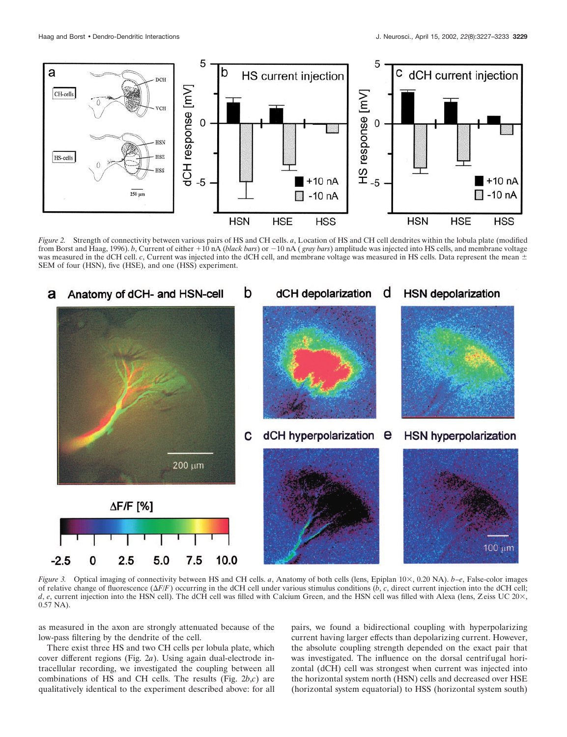*Figure 2.* Strength of connectivity between various pairs of HS and CH cells. *a*, Location of HS and CH cell dendrites within the lobula plate (modified from Borst and Haag, 1996). *b*, Current of either +10 nA (*black bars*) or −10 nA (*gray bars*) amplitude was injected into HS cells, and membrane voltage was measured in the dCH cell. *c*, Current was injected into the dCH cell, and membrane voltage was measured in HS cells. Data represent the mean ± SEM of four (HSN), five (HSE), and one (HSS) experiment.

*Figure 3.* Optical imaging of connectivity between HS and CH cells. *a*, Anatomy of both cells (lens, Epiplan 10×, 0.20 NA). *b–e*, False-color images of relative change of fluorescence ($\Delta F/F$) occurring in the dCH cell under various stimulus conditions (*b*, *c*, direct current injection into the dCH cell; *d*, *e*, current injection into the HSN cell). The dCH cell was filled with Calcium Green, and the HSN cell was filled with Alexa (lens, Zeiss UC 20×, 0.57 NA).

as measured in the axon are strongly attenuated because of the low-pass filtering by the dendrite of the cell.

There exist three HS and two CH cells per lobula plate, which cover different regions (Fig. 2*a*). Using again dual-electrode intracellular recording, we investigated the coupling between all combinations of HS and CH cells. The results (Fig. 2*b*,*c*) are qualitatively identical to the experiment described above: for all pairs, we found a bidirectional coupling with hyperpolarizing current having larger effects than depolarizing current. However, the absolute coupling strength depended on the exact pair that was investigated. The influence on the dorsal centrifugal horizontal (dCH) cell was strongest when current was injected into the horizontal system north (HSN) cells and decreased over HSE (horizontal system equatorial) to HSS (horizontal system south)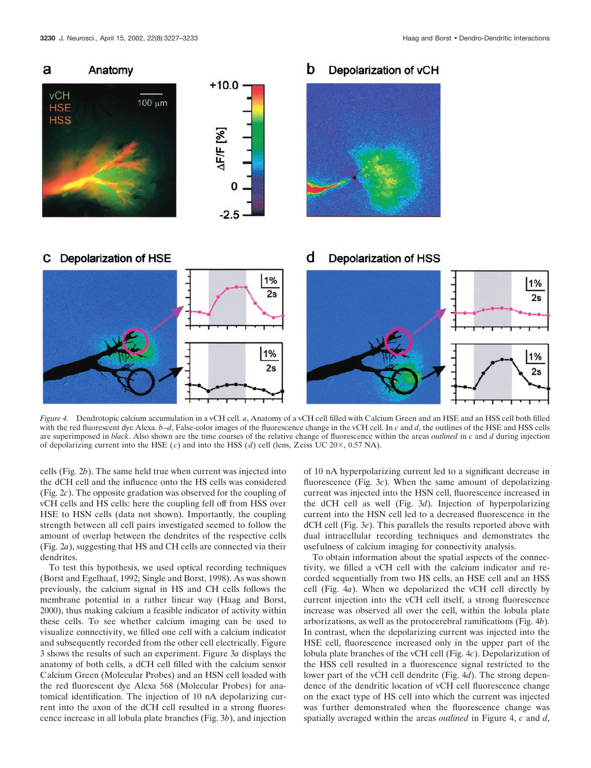*Figure 4.* Dendrotopic calcium accumulation in a vCH cell. *a*, Anatomy of a vCH cell filled with Calcium Green and an HSE and an HSS cell both filled with the red fluorescent dye Alexa. *b–d*, False-color images of the fluorescence change in the vCH cell. In *c* and *d*, the outlines of the HSE and HSS cells are superimposed in *black*. Also shown are the time courses of the relative change of fluorescence within the areas *outlined* in *c* and *d* during injection of depolarizing current into the HSE (*c*) and into the HSS (*d*) cell (lens, Zeiss UC 20×, 0.57 NA).

cells (Fig. 2*b*). The same held true when current was injected into the dCH cell and the influence onto the HS cells was considered (Fig. 2*c*). The opposite gradation was observed for the coupling of vCH cells and HS cells: here the coupling fell off from HSS over HSE to HSN cells (data not shown). Importantly, the coupling strength between all cell pairs investigated seemed to follow the amount of overlap between the dendrites of the respective cells (Fig. 2*a*), suggesting that HS and CH cells are connected via their dendrites.

To test this hypothesis, we used optical recording techniques (Borst and Egelhaaf, 1992; Single and Borst, 1998). As was shown previously, the calcium signal in HS and CH cells follows the membrane potential in a rather linear way (Haag and Borst, 2000), thus making calcium a feasible indicator of activity within these cells. To see whether calcium imaging can be used to visualize connectivity, we filled one cell with a calcium indicator and subsequently recorded from the other cell electrically. Figure 3 shows the results of such an experiment. Figure 3*a* displays the anatomy of both cells, a dCH cell filled with the calcium sensor Calcium Green (Molecular Probes) and an HSN cell loaded with the red fluorescent dye Alexa 568 (Molecular Probes) for anatomical identification. The injection of 10 nA depolarizing current into the axon of the dCH cell resulted in a strong fluorescence increase in all lobula plate branches (Fig. 3*b*), and injection of 10 nA hyperpolarizing current led to a significant decrease in fluorescence (Fig. 3*c*). When the same amount of depolarizing current was injected into the HSN cell, fluorescence increased in the dCH cell as well (Fig. 3*d*). Injection of hyperpolarizing current into the HSN cell led to a decreased fluorescence in the dCH cell (Fig. 3*e*). This parallels the results reported above with dual intracellular recording techniques and demonstrates the usefulness of calcium imaging for connectivity analysis.

To obtain information about the spatial aspects of the connectivity, we filled a vCH cell with the calcium indicator and recorded sequentially from two HS cells, an HSE cell and an HSS cell (Fig. 4*a*). When we depolarized the vCH cell directly by current injection into the vCH cell itself, a strong fluorescence increase was observed all over the cell, within the lobula plate arborizations, as well as the protocerebral ramifications (Fig. 4*b*). In contrast, when the depolarizing current was injected into the HSE cell, fluorescence increased only in the upper part of the lobula plate branches of the vCH cell (Fig. 4*c*). Depolarization of the HSS cell resulted in a fluorescence signal restricted to the lower part of the vCH cell dendrite (Fig. 4*d*). The strong dependence of the dendritic location of vCH cell fluorescence change on the exact type of HS cell into which the current was injected was further demonstrated when the fluorescence change was spatially averaged within the areas *outlined* in Figure 4, *c* and *d*,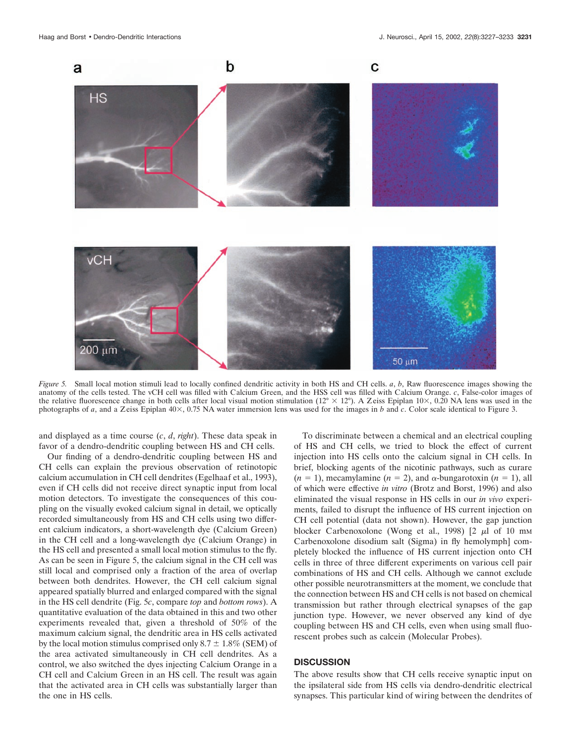*Figure 5.* Small local motion stimuli lead to locally confined dendritic activity in both HS and CH cells. *a*, *b*, Raw fluorescence images showing the anatomy of the cells tested. The vCH cell was filled with Calcium Green, and the HSS cell was filled with Calcium Orange. *c*, False-color images of the relative fluorescence change in both cells after local visual motion stimulation (12° × 12°). A Zeiss Epiplan 10×, 0.20 NA lens was used in the photographs of *a*, and a Zeiss Epiplan 40×, 0.75 NA water immersion lens was used for the images in *b* and *c*. Color scale identical to Figure 3.

and displayed as a time course (*c*, *d*, *right*). These data speak in favor of a dendro-dendritic coupling between HS and CH cells.

Our finding of a dendro-dendritic coupling between HS and CH cells can explain the previous observation of retinotopic calcium accumulation in CH cell dendrites (Egelhaaf et al., 1993), even if CH cells did not receive direct synaptic input from local motion detectors. To investigate the consequences of this coupling on the visually evoked calcium signal in detail, we optically recorded simultaneously from HS and CH cells using two different calcium indicators, a short-wavelength dye (Calcium Green) in the CH cell and a long-wavelength dye (Calcium Orange) in the HS cell and presented a small local motion stimulus to the fly. As can be seen in Figure 5, the calcium signal in the CH cell was still local and comprised only a fraction of the area of overlap between both dendrites. However, the CH cell calcium signal appeared spatially blurred and enlarged compared with the signal in the HS cell dendrite (Fig. 5*c*, compare *top* and *bottom rows*). A quantitative evaluation of the data obtained in this and two other experiments revealed that, given a threshold of 50% of the maximum calcium signal, the dendritic area in HS cells activated by the local motion stimulus comprised only 8.7 ± 1.8% (SEM) of the area activated simultaneously in CH cell dendrites. As a control, we also switched the dyes injecting Calcium Orange in a CH cell and Calcium Green in an HS cell. The result was again that the activated area in CH cells was substantially larger than the one in HS cells.

To discriminate between a chemical and an electrical coupling of HS and CH cells, we tried to block the effect of current injection into HS cells onto the calcium signal in CH cells. In brief, blocking agents of the nicotinic pathways, such as curare ($n = 1$), mecamylamine ($n = 2$), and α-bungarotoxin ($n = 1$), all of which were effective *in vitro* (Brotz and Borst, 1996) and also eliminated the visual response in HS cells in our *in vivo* experiments, failed to disrupt the influence of HS current injection on CH cell potential (data not shown). However, the gap junction blocker Carbenoxolone (Wong et al., 1998) [2 μl of 10 mM Carbenoxolone disodium salt (Sigma) in fly hemolymph] completely blocked the influence of HS current injection onto CH cells in three of three different experiments on various cell pair combinations of HS and CH cells. Although we cannot exclude other possible neurotransmitters at the moment, we conclude that the connection between HS and CH cells is not based on chemical transmission but rather through electrical synapses of the gap junction type. However, we never observed any kind of dye coupling between HS and CH cells, even when using small fluorescent probes such as calcein (Molecular Probes).

## DISCUSSION

The above results show that CH cells receive synaptic input on the ipsilateral side from HS cells via dendro-dendritic electrical synapses. This particular kind of wiring between the dendrites of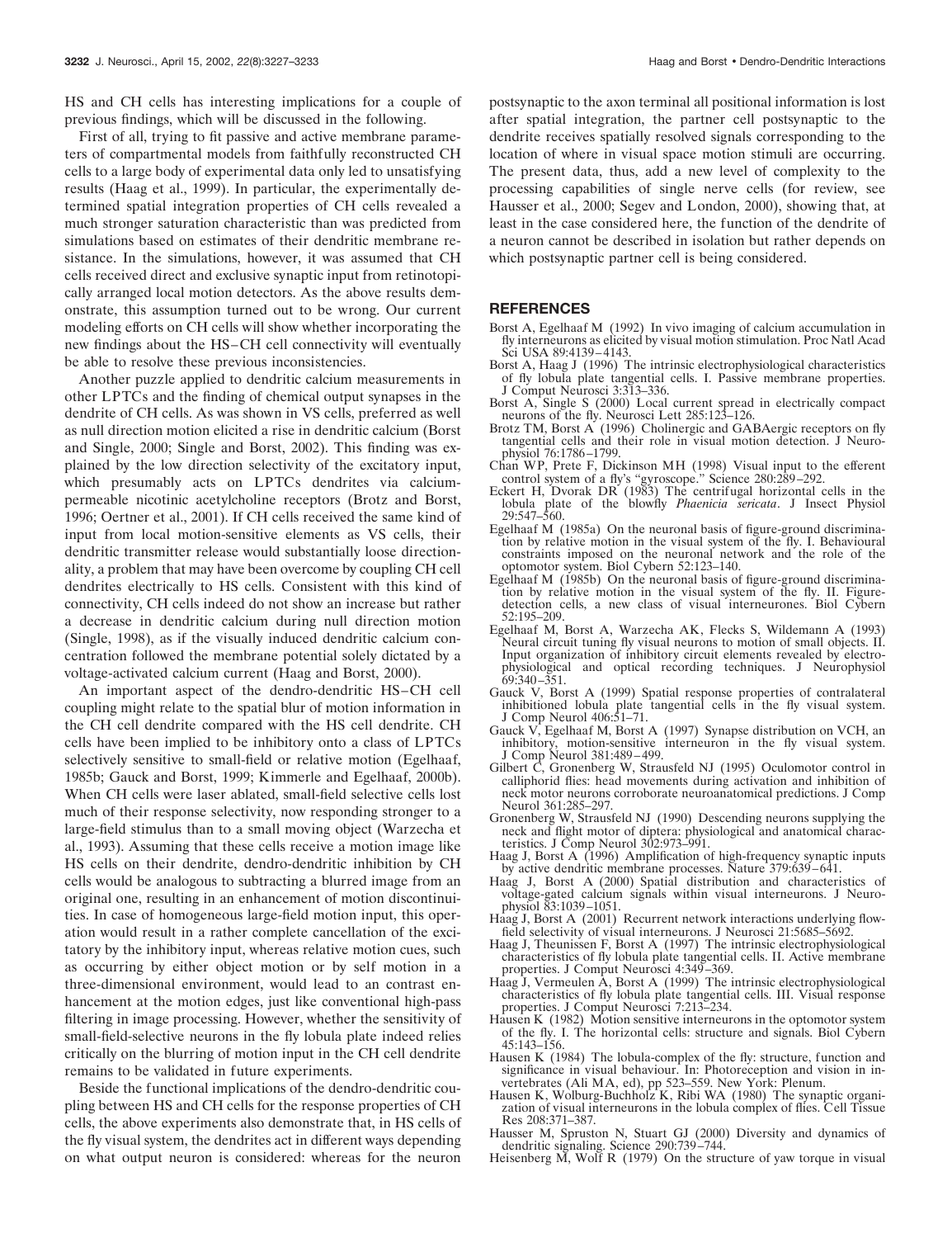HS and CH cells has interesting implications for a couple of previous findings, which will be discussed in the following.

First of all, trying to fit passive and active membrane parameters of compartmental models from faithfully reconstructed CH cells to a large body of experimental data only led to unsatisfying results (Haag et al., 1999). In particular, the experimentally determined spatial integration properties of CH cells revealed a much stronger saturation characteristic than was predicted from simulations based on estimates of their dendritic membrane resistance. In the simulations, however, it was assumed that CH cells received direct and exclusive synaptic input from retinotopically arranged local motion detectors. As the above results demonstrate, this assumption turned out to be wrong. Our current modeling efforts on CH cells will show whether incorporating the new findings about the HS–CH cell connectivity will eventually be able to resolve these previous inconsistencies.

Another puzzle applied to dendritic calcium measurements in other LPTCs and the finding of chemical output synapses in the dendrite of CH cells. As was shown in VS cells, preferred as well as null direction motion elicited a rise in dendritic calcium (Borst and Single, 2000; Single and Borst, 2002). This finding was explained by the low direction selectivity of the excitatory input, which presumably acts on LPTCs dendrites via calcium-permeable nicotinic acetylcholine receptors (Brotz and Borst, 1996; Oertner et al., 2001). If CH cells received the same kind of input from local motion-sensitive elements as VS cells, their dendritic transmitter release would substantially loose directionality, a problem that may have been overcome by coupling CH cell dendrites electrically to HS cells. Consistent with this kind of connectivity, CH cells indeed do not show an increase but rather a decrease in dendritic calcium during null direction motion (Single, 1998), as if the visually induced dendritic calcium concentration followed the membrane potential solely dictated by a voltage-activated calcium current (Haag and Borst, 2000).

An important aspect of the dendro-dendritic HS–CH cell coupling might relate to the spatial blur of motion information in the CH cell dendrite compared with the HS cell dendrite. CH cells have been implied to be inhibitory onto a class of LPTCs selectively sensitive to small-field or relative motion (Egelhaaf, 1985b; Gauck and Borst, 1999; Kimmerle and Egelhaaf, 2000b). When CH cells were laser ablated, small-field selective cells lost much of their response selectivity, now responding stronger to a large-field stimulus than to a small moving object (Warzecha et al., 1993). Assuming that these cells receive a motion image like HS cells on their dendrite, dendro-dendritic inhibition by CH cells would be analogous to subtracting a blurred image from an original one, resulting in an enhancement of motion discontinuities. In case of homogeneous large-field motion input, this operation would result in a rather complete cancellation of the excitatory by the inhibitory input, whereas relative motion cues, such as occurring by either object motion or by self motion in a three-dimensional environment, would lead to an contrast enhancement at the motion edges, just like conventional high-pass filtering in image processing. However, whether the sensitivity of small-field-selective neurons in the fly lobula plate indeed relies critically on the blurring of motion input in the CH cell dendrite remains to be validated in future experiments.

Beside the functional implications of the dendro-dendritic coupling between HS and CH cells for the response properties of CH cells, the above experiments also demonstrate that, in HS cells of the fly visual system, the dendrites act in different ways depending on what output neuron is considered: whereas for the neuron postsynaptic to the axon terminal all positional information is lost after spatial integration, the partner cell postsynaptic to the dendrite receives spatially resolved signals corresponding to the location of where in visual space motion stimuli are occurring. The present data, thus, add a new level of complexity to the processing capabilities of single nerve cells (for review, see Hausser et al., 2000; Segev and London, 2000), showing that, at least in the case considered here, the function of the dendrite of a neuron cannot be described in isolation but rather depends on which postsynaptic partner cell is being considered.

## REFERENCES

Borst A, Egelhaaf M (1992) In vivo imaging of calcium accumulation in fly interneurons as elicited by visual motion stimulation. Proc Natl Acad Sci USA 89:4139–4143.

Borst A, Haag J (1996) The intrinsic electrophysiological characteristics of fly lobula plate tangential cells. I. Passive membrane properties. J Comput Neurosci 3:313–336.

Borst A, Single S (2000) Local current spread in electrically compact neurons of the fly. Neurosci Lett 285:123–126.

Brotz TM, Borst A (1996) Cholinergic and GABAergic receptors on fly tangential cells and their role in visual motion detection. J Neurophysiol 76:1786–1799.

Chan WP, Prete F, Dickinson MH (1998) Visual input to the efferent control system of a fly's "gyroscope." Science 280:289–292.

Eckert H, Dvorak DR (1983) The centrifugal horizontal cells in the lobula plate of the blowfly *Phaenicia sericata*. J Insect Physiol 29:547–560.

Egelhaaf M (1985a) On the neuronal basis of figure-ground discrimination by relative motion in the visual system of the fly. I. Behavioural constraints imposed on the neuronal network and the role of the optomotor system. Biol Cybern 52:123–140.

Egelhaaf M (1985b) On the neuronal basis of figure-ground discrimination by relative motion in the visual system of the fly. II. Figure-detection cells, a new class of visual interneurones. Biol Cybern 52:195–209.

Egelhaaf M, Borst A, Warzecha AK, Flecks S, Wildemann A (1993) Neural circuit tuning fly visual neurons to motion of small objects. II. Input organization of inhibitory circuit elements revealed by electrophysiological and optical recording techniques. J Neurophysiol 69:340–351.

Gauck V, Borst A (1999) Spatial response properties of contralateral inhibitioned lobula plate tangential cells in the fly visual system. J Comp Neurol 406:51–71.

Gauck V, Egelhaaf M, Borst A (1997) Synapse distribution on VCH, an inhibitory, motion-sensitive interneuron in the fly visual system. J Comp Neurol 381:489–499.

Gilbert C, Gronenberg W, Strausfeld NJ (1995) Oculomotor control in calliphorid flies: head movements during activation and inhibition of neck motor neurons corroborate neuroanatomical predictions. J Comp Neurol 361:285–297.

Gronenberg W, Strausfeld NJ (1990) Descending neurons supplying the neck and flight motor of diptera: physiological and anatomical characteristics. J Comp Neurol 302:973–991.

Haag J, Borst A (1996) Amplification of high-frequency synaptic inputs by active dendritic membrane processes. Nature 379:639–641.

Haag J, Borst A (2000) Spatial distribution and characteristics of voltage-gated calcium signals within visual interneurons. J Neurophysiol 83:1039–1051.

Haag J, Borst A (2001) Recurrent network interactions underlying flow-field selectivity of visual interneurons. J Neurosci 21:5685–5692.

Haag J, Theunissen F, Borst A (1997) The intrinsic electrophysiological characteristics of fly lobula plate tangential cells. II. Active membrane properties. J Comput Neurosci 4:349–369.

Haag J, Vermeulen A, Borst A (1999) The intrinsic electrophysiological characteristics of fly lobula plate tangential cells. III. Visual response properties. J Comput Neurosci 7:213–234.

Hausen K (1982) Motion sensitive interneurons in the optomotor system of the fly. I. The horizontal cells: structure and signals. Biol Cybern 45:143–156.

Hausen K (1984) The lobula-complex of the fly: structure, function and significance in visual behaviour. In: Photoreception and vision in invertebrates (Ali MA, ed), pp 523–559. New York: Plenum.

Hausen K, Wolburg-Buchholz K, Ribi WA (1980) The synaptic organization of visual interneurons in the lobula complex of flies. Cell Tissue Res 208:371–387.

Hausser M, Spruston N, Stuart GJ (2000) Diversity and dynamics of dendritic signaling. Science 290:739–744.

Heisenberg M, Wolf R (1979) On the structure of yaw torque in visual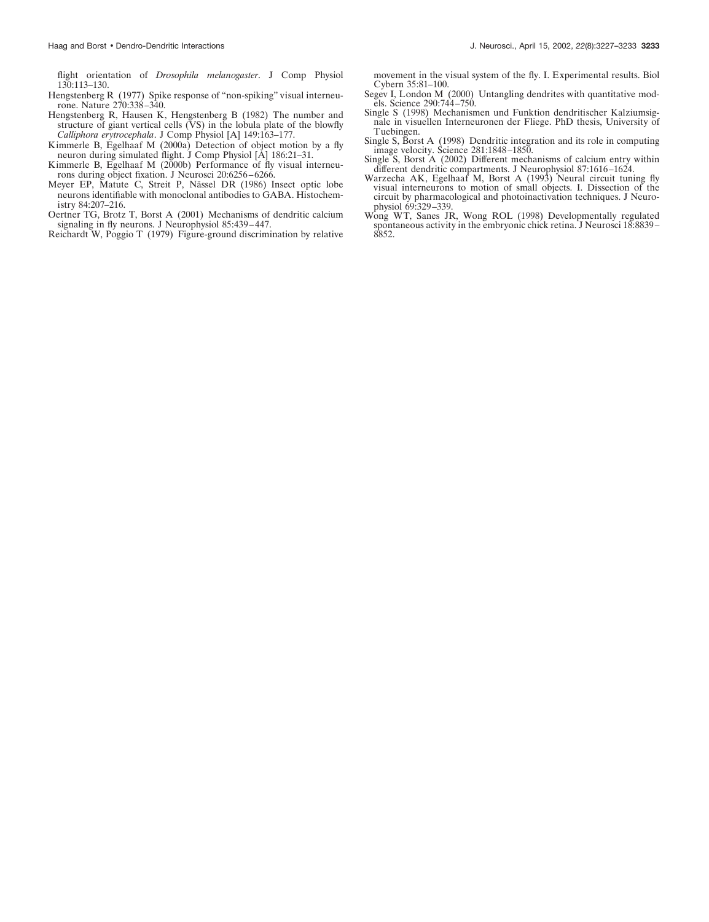flight orientation of *Drosophila melanogaster*. J Comp Physiol 130:113–130.

Hengstenberg R (1977) Spike response of "non-spiking" visual interneurone. Nature 270:338–340.

Hengstenberg R, Hausen K, Hengstenberg B (1982) The number and structure of giant vertical cells (VS) in the lobula plate of the blowfly *Calliphora erytrocephala*. J Comp Physiol [A] 149:163–177.

Kimmerle B, Egelhaaf M (2000a) Detection of object motion by a fly neuron during simulated flight. J Comp Physiol [A] 186:21–31.

Kimmerle B, Egelhaaf M (2000b) Performance of fly visual interneurons during object fixation. J Neurosci 20:6256–6266.

Meyer EP, Matute C, Streit P, Nässel DR (1986) Insect optic lobe neurons identifiable with monoclonal antibodies to GABA. Histochemistry 84:207–216.

Oertner TG, Brotz T, Borst A (2001) Mechanisms of dendritic calcium signaling in fly neurons. J Neurophysiol 85:439–447.

Reichardt W, Poggio T (1979) Figure-ground discrimination by relative movement in the visual system of the fly. I. Experimental results. Biol Cybern 35:81–100.

Segev I, London M (2000) Untangling dendrites with quantitative models. Science 290:744–750.

Single S (1998) Mechanismen und Funktion dendritischer Kalziumsignale in visuellen Interneuronen der Fliege. PhD thesis, University of Tuebingen.

Single S, Borst A (1998) Dendritic integration and its role in computing image velocity. Science 281:1848–1850.

Single S, Borst A (2002) Different mechanisms of calcium entry within different dendritic compartments. J Neurophysiol 87:1616–1624.

Warzecha AK, Egelhaaf M, Borst A (1993) Neural circuit tuning fly visual interneurons to motion of small objects. I. Dissection of the circuit by pharmacological and photoinactivation techniques. J Neurophysiol 69:329–339.

Wong WT, Sanes JR, Wong ROL (1998) Developmentally regulated spontaneous activity in the embryonic chick retina. J Neurosci 18:8839–8852.